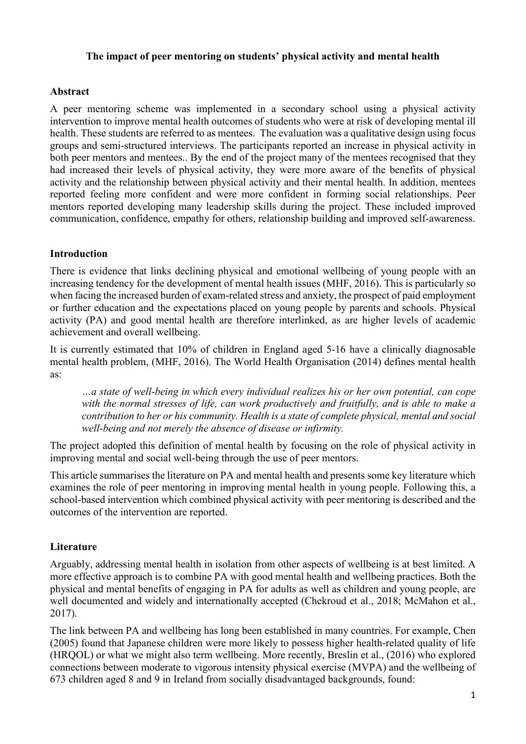# The impact of peer mentoring on students' physical activity and mental health

## Abstract

A peer mentoring scheme was implemented in a secondary school using a physical activity intervention to improve mental health outcomes of students who were at risk of developing mental ill health. These students are referred to as mentees. The evaluation was a qualitative design using focus groups and semi-structured interviews. The participants reported an increase in physical activity in both peer mentors and mentees.. By the end of the project many of the mentees recognised that they had increased their levels of physical activity, they were more aware of the benefits of physical activity and the relationship between physical activity and their mental health. In addition, mentees reported feeling more confident and were more confident in forming social relationships. Peer mentors reported developing many leadership skills during the project. These included improved communication, confidence, empathy for others, relationship building and improved self-awareness.

## Introduction

There is evidence that links declining physical and emotional wellbeing of young people with an increasing tendency for the development of mental health issues (MHF, 2016). This is particularly so when facing the increased burden of exam-related stress and anxiety, the prospect of paid employment or further education and the expectations placed on young people by parents and schools. Physical activity (PA) and good mental health are therefore interlinked, as are higher levels of academic achievement and overall wellbeing.

It is currently estimated that 10% of children in England aged 5-16 have a clinically diagnosable mental health problem, (MHF, 2016). The World Health Organisation (2014) defines mental health as:

> *…a state of well-being in which every individual realizes his or her own potential, can cope with the normal stresses of life, can work productively and fruitfully, and is able to make a contribution to her or his community. Health is a state of complete physical, mental and social well-being and not merely the absence of disease or infirmity.*

The project adopted this definition of mental health by focusing on the role of physical activity in improving mental and social well-being through the use of peer mentors.

This article summarises the literature on PA and mental health and presents some key literature which examines the role of peer mentoring in improving mental health in young people. Following this, a school-based intervention which combined physical activity with peer mentoring is described and the outcomes of the intervention are reported.

## Literature

Arguably, addressing mental health in isolation from other aspects of wellbeing is at best limited. A more effective approach is to combine PA with good mental health and wellbeing practices. Both the physical and mental benefits of engaging in PA for adults as well as children and young people, are well documented and widely and internationally accepted (Chekroud et al., 2018; McMahon et al., 2017).

The link between PA and wellbeing has long been established in many countries. For example, Chen (2005) found that Japanese children were more likely to possess higher health-related quality of life (HRQOL) or what we might also term wellbeing. More recently, Breslin et al., (2016) who explored connections between moderate to vigorous intensity physical exercise (MVPA) and the wellbeing of 673 children aged 8 and 9 in Ireland from socially disadvantaged backgrounds, found: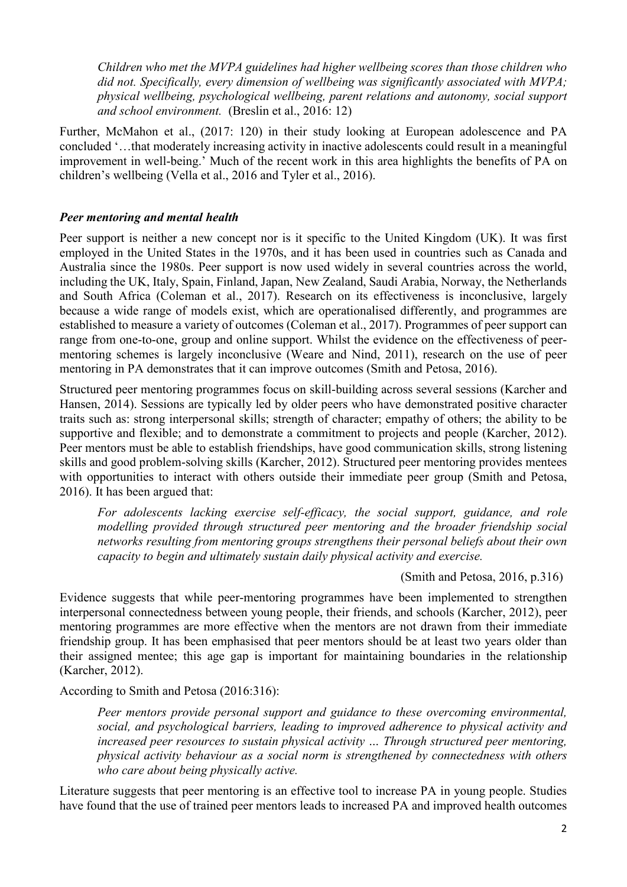> *Children who met the MVPA guidelines had higher wellbeing scores than those children who did not. Specifically, every dimension of wellbeing was significantly associated with MVPA; physical wellbeing, psychological wellbeing, parent relations and autonomy, social support and school environment.* (Breslin et al., 2016: 12)

Further, McMahon et al., (2017: 120) in their study looking at European adolescence and PA concluded '…that moderately increasing activity in inactive adolescents could result in a meaningful improvement in well-being.' Much of the recent work in this area highlights the benefits of PA on children's wellbeing (Vella et al., 2016 and Tyler et al., 2016).

### *Peer mentoring and mental health*

Peer support is neither a new concept nor is it specific to the United Kingdom (UK). It was first employed in the United States in the 1970s, and it has been used in countries such as Canada and Australia since the 1980s. Peer support is now used widely in several countries across the world, including the UK, Italy, Spain, Finland, Japan, New Zealand, Saudi Arabia, Norway, the Netherlands and South Africa (Coleman et al., 2017). Research on its effectiveness is inconclusive, largely because a wide range of models exist, which are operationalised differently, and programmes are established to measure a variety of outcomes (Coleman et al., 2017). Programmes of peer support can range from one-to-one, group and online support. Whilst the evidence on the effectiveness of peer-mentoring schemes is largely inconclusive (Weare and Nind, 2011), research on the use of peer mentoring in PA demonstrates that it can improve outcomes (Smith and Petosa, 2016).

Structured peer mentoring programmes focus on skill-building across several sessions (Karcher and Hansen, 2014). Sessions are typically led by older peers who have demonstrated positive character traits such as: strong interpersonal skills; strength of character; empathy of others; the ability to be supportive and flexible; and to demonstrate a commitment to projects and people (Karcher, 2012). Peer mentors must be able to establish friendships, have good communication skills, strong listening skills and good problem-solving skills (Karcher, 2012). Structured peer mentoring provides mentees with opportunities to interact with others outside their immediate peer group (Smith and Petosa, 2016). It has been argued that:

> *For adolescents lacking exercise self-efficacy, the social support, guidance, and role modelling provided through structured peer mentoring and the broader friendship social networks resulting from mentoring groups strengthens their personal beliefs about their own capacity to begin and ultimately sustain daily physical activity and exercise.*
>
> (Smith and Petosa, 2016, p.316)

Evidence suggests that while peer-mentoring programmes have been implemented to strengthen interpersonal connectedness between young people, their friends, and schools (Karcher, 2012), peer mentoring programmes are more effective when the mentors are not drawn from their immediate friendship group. It has been emphasised that peer mentors should be at least two years older than their assigned mentee; this age gap is important for maintaining boundaries in the relationship (Karcher, 2012).

According to Smith and Petosa (2016:316):

> *Peer mentors provide personal support and guidance to these overcoming environmental, social, and psychological barriers, leading to improved adherence to physical activity and increased peer resources to sustain physical activity … Through structured peer mentoring, physical activity behaviour as a social norm is strengthened by connectedness with others who care about being physically active.*

Literature suggests that peer mentoring is an effective tool to increase PA in young people. Studies have found that the use of trained peer mentors leads to increased PA and improved health outcomes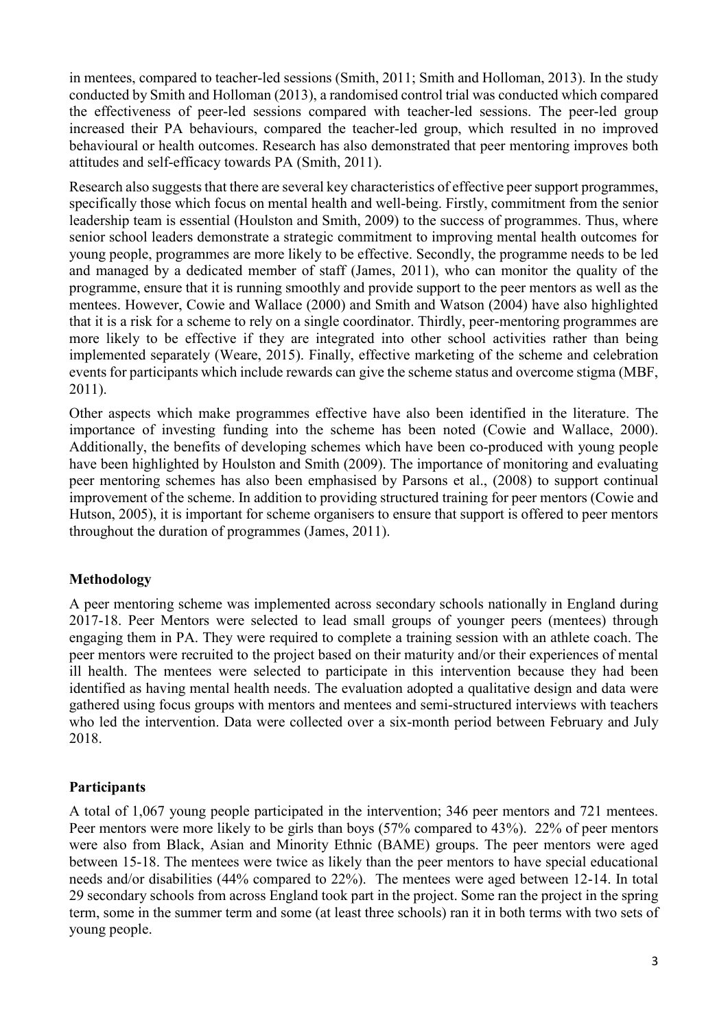in mentees, compared to teacher-led sessions (Smith, 2011; Smith and Holloman, 2013). In the study conducted by Smith and Holloman (2013), a randomised control trial was conducted which compared the effectiveness of peer-led sessions compared with teacher-led sessions. The peer-led group increased their PA behaviours, compared the teacher-led group, which resulted in no improved behavioural or health outcomes. Research has also demonstrated that peer mentoring improves both attitudes and self-efficacy towards PA (Smith, 2011).

Research also suggests that there are several key characteristics of effective peer support programmes, specifically those which focus on mental health and well-being. Firstly, commitment from the senior leadership team is essential (Houlston and Smith, 2009) to the success of programmes. Thus, where senior school leaders demonstrate a strategic commitment to improving mental health outcomes for young people, programmes are more likely to be effective. Secondly, the programme needs to be led and managed by a dedicated member of staff (James, 2011), who can monitor the quality of the programme, ensure that it is running smoothly and provide support to the peer mentors as well as the mentees. However, Cowie and Wallace (2000) and Smith and Watson (2004) have also highlighted that it is a risk for a scheme to rely on a single coordinator. Thirdly, peer-mentoring programmes are more likely to be effective if they are integrated into other school activities rather than being implemented separately (Weare, 2015). Finally, effective marketing of the scheme and celebration events for participants which include rewards can give the scheme status and overcome stigma (MBF, 2011).

Other aspects which make programmes effective have also been identified in the literature. The importance of investing funding into the scheme has been noted (Cowie and Wallace, 2000). Additionally, the benefits of developing schemes which have been co-produced with young people have been highlighted by Houlston and Smith (2009). The importance of monitoring and evaluating peer mentoring schemes has also been emphasised by Parsons et al., (2008) to support continual improvement of the scheme. In addition to providing structured training for peer mentors (Cowie and Hutson, 2005), it is important for scheme organisers to ensure that support is offered to peer mentors throughout the duration of programmes (James, 2011).

## Methodology

A peer mentoring scheme was implemented across secondary schools nationally in England during 2017-18. Peer Mentors were selected to lead small groups of younger peers (mentees) through engaging them in PA. They were required to complete a training session with an athlete coach. The peer mentors were recruited to the project based on their maturity and/or their experiences of mental ill health. The mentees were selected to participate in this intervention because they had been identified as having mental health needs. The evaluation adopted a qualitative design and data were gathered using focus groups with mentors and mentees and semi-structured interviews with teachers who led the intervention. Data were collected over a six-month period between February and July 2018.

## Participants

A total of 1,067 young people participated in the intervention; 346 peer mentors and 721 mentees. Peer mentors were more likely to be girls than boys (57% compared to 43%). 22% of peer mentors were also from Black, Asian and Minority Ethnic (BAME) groups. The peer mentors were aged between 15-18. The mentees were twice as likely than the peer mentors to have special educational needs and/or disabilities (44% compared to 22%). The mentees were aged between 12-14. In total 29 secondary schools from across England took part in the project. Some ran the project in the spring term, some in the summer term and some (at least three schools) ran it in both terms with two sets of young people.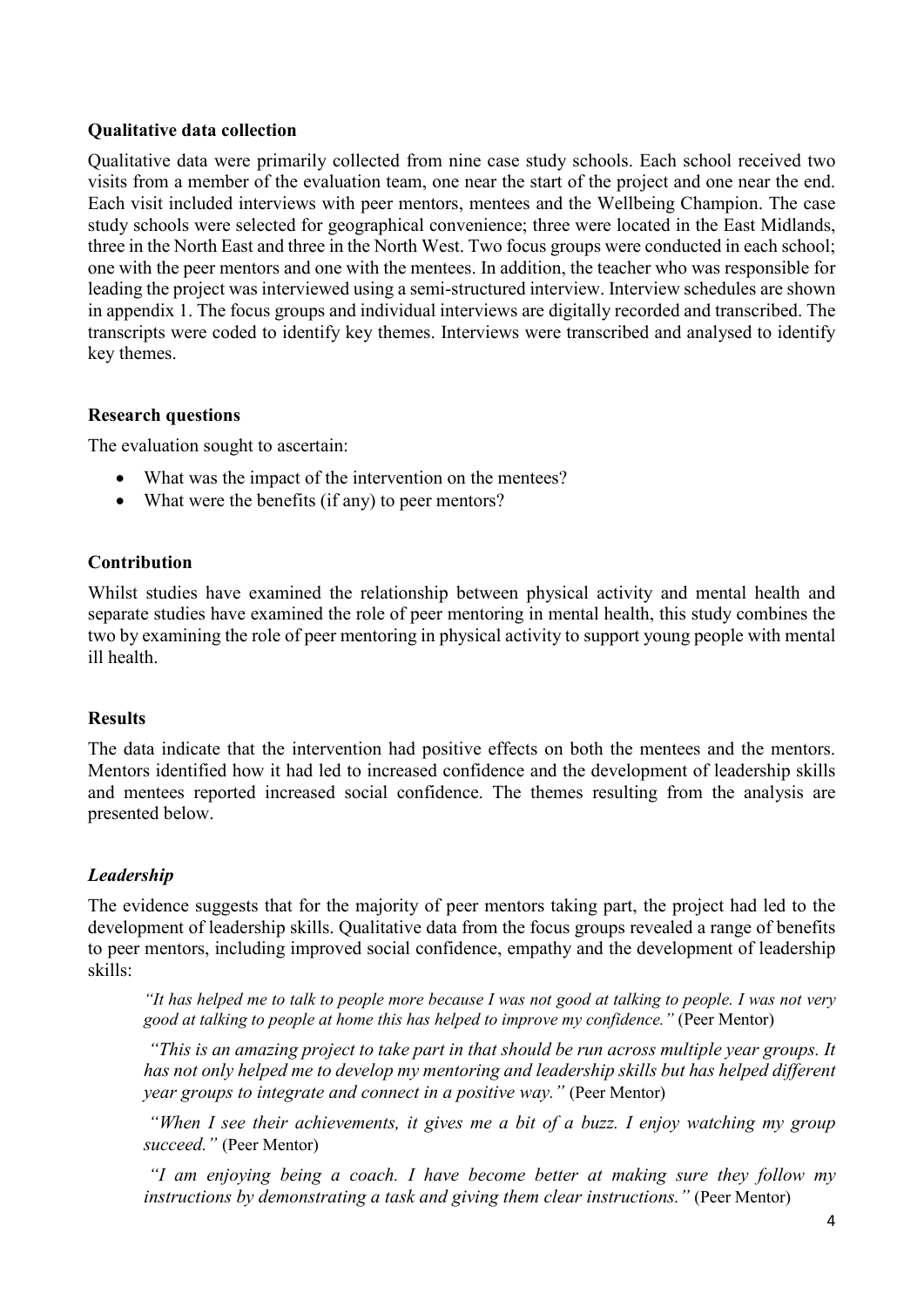**Qualitative data collection**

Qualitative data were primarily collected from nine case study schools. Each school received two visits from a member of the evaluation team, one near the start of the project and one near the end. Each visit included interviews with peer mentors, mentees and the Wellbeing Champion. The case study schools were selected for geographical convenience; three were located in the East Midlands, three in the North East and three in the North West. Two focus groups were conducted in each school; one with the peer mentors and one with the mentees. In addition, the teacher who was responsible for leading the project was interviewed using a semi-structured interview. Interview schedules are shown in appendix 1. The focus groups and individual interviews are digitally recorded and transcribed. The transcripts were coded to identify key themes. Interviews were transcribed and analysed to identify key themes.

**Research questions**

The evaluation sought to ascertain:

- What was the impact of the intervention on the mentees?
- What were the benefits (if any) to peer mentors?

**Contribution**

Whilst studies have examined the relationship between physical activity and mental health and separate studies have examined the role of peer mentoring in mental health, this study combines the two by examining the role of peer mentoring in physical activity to support young people with mental ill health.

**Results**

The data indicate that the intervention had positive effects on both the mentees and the mentors. Mentors identified how it had led to increased confidence and the development of leadership skills and mentees reported increased social confidence. The themes resulting from the analysis are presented below.

***Leadership***

The evidence suggests that for the majority of peer mentors taking part, the project had led to the development of leadership skills. Qualitative data from the focus groups revealed a range of benefits to peer mentors, including improved social confidence, empathy and the development of leadership skills:

> *"It has helped me to talk to people more because I was not good at talking to people. I was not very good at talking to people at home this has helped to improve my confidence."* (Peer Mentor)
>
> *"This is an amazing project to take part in that should be run across multiple year groups. It has not only helped me to develop my mentoring and leadership skills but has helped different year groups to integrate and connect in a positive way."* (Peer Mentor)
>
> *"When I see their achievements, it gives me a bit of a buzz. I enjoy watching my group succeed."* (Peer Mentor)
>
> *"I am enjoying being a coach. I have become better at making sure they follow my instructions by demonstrating a task and giving them clear instructions."* (Peer Mentor)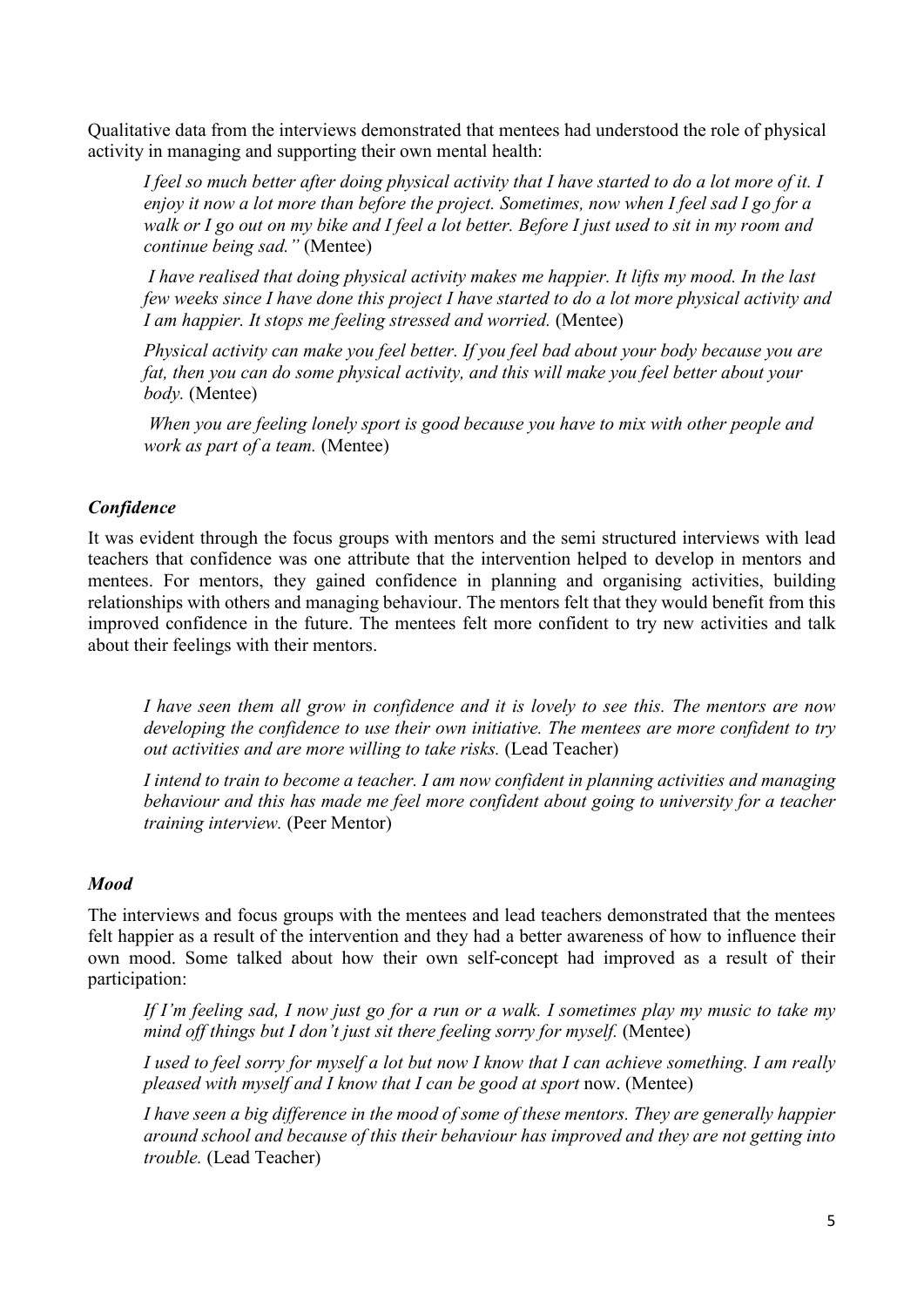Qualitative data from the interviews demonstrated that mentees had understood the role of physical activity in managing and supporting their own mental health:

> *I feel so much better after doing physical activity that I have started to do a lot more of it. I enjoy it now a lot more than before the project. Sometimes, now when I feel sad I go for a walk or I go out on my bike and I feel a lot better. Before I just used to sit in my room and continue being sad."* (Mentee)
>
> *I have realised that doing physical activity makes me happier. It lifts my mood. In the last few weeks since I have done this project I have started to do a lot more physical activity and I am happier. It stops me feeling stressed and worried.* (Mentee)
>
> *Physical activity can make you feel better. If you feel bad about your body because you are fat, then you can do some physical activity, and this will make you feel better about your body.* (Mentee)
>
> *When you are feeling lonely sport is good because you have to mix with other people and work as part of a team.* (Mentee)

### *Confidence*

It was evident through the focus groups with mentors and the semi structured interviews with lead teachers that confidence was one attribute that the intervention helped to develop in mentors and mentees. For mentors, they gained confidence in planning and organising activities, building relationships with others and managing behaviour. The mentors felt that they would benefit from this improved confidence in the future. The mentees felt more confident to try new activities and talk about their feelings with their mentors.

> *I have seen them all grow in confidence and it is lovely to see this. The mentors are now developing the confidence to use their own initiative. The mentees are more confident to try out activities and are more willing to take risks.* (Lead Teacher)
>
> *I intend to train to become a teacher. I am now confident in planning activities and managing behaviour and this has made me feel more confident about going to university for a teacher training interview.* (Peer Mentor)

### *Mood*

The interviews and focus groups with the mentees and lead teachers demonstrated that the mentees felt happier as a result of the intervention and they had a better awareness of how to influence their own mood. Some talked about how their own self-concept had improved as a result of their participation:

> *If I'm feeling sad, I now just go for a run or a walk. I sometimes play my music to take my mind off things but I don't just sit there feeling sorry for myself.* (Mentee)
>
> *I used to feel sorry for myself a lot but now I know that I can achieve something. I am really pleased with myself and I know that I can be good at sport* now. (Mentee)
>
> *I have seen a big difference in the mood of some of these mentors. They are generally happier around school and because of this their behaviour has improved and they are not getting into trouble.* (Lead Teacher)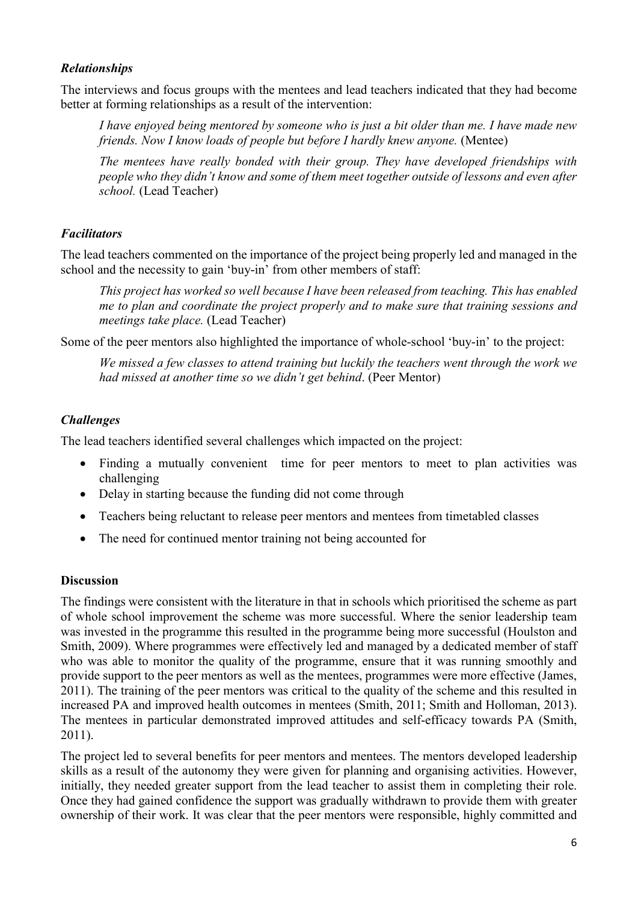### *Relationships*

The interviews and focus groups with the mentees and lead teachers indicated that they had become better at forming relationships as a result of the intervention:

> *I have enjoyed being mentored by someone who is just a bit older than me. I have made new friends. Now I know loads of people but before I hardly knew anyone.* (Mentee)

> *The mentees have really bonded with their group. They have developed friendships with people who they didn't know and some of them meet together outside of lessons and even after school.* (Lead Teacher)

### *Facilitators*

The lead teachers commented on the importance of the project being properly led and managed in the school and the necessity to gain 'buy-in' from other members of staff:

> *This project has worked so well because I have been released from teaching. This has enabled me to plan and coordinate the project properly and to make sure that training sessions and meetings take place.* (Lead Teacher)

Some of the peer mentors also highlighted the importance of whole-school 'buy-in' to the project:

> *We missed a few classes to attend training but luckily the teachers went through the work we had missed at another time so we didn't get behind*. (Peer Mentor)

### *Challenges*

The lead teachers identified several challenges which impacted on the project:

- Finding a mutually convenient time for peer mentors to meet to plan activities was challenging
- Delay in starting because the funding did not come through
- Teachers being reluctant to release peer mentors and mentees from timetabled classes
- The need for continued mentor training not being accounted for

## **Discussion**

The findings were consistent with the literature in that in schools which prioritised the scheme as part of whole school improvement the scheme was more successful. Where the senior leadership team was invested in the programme this resulted in the programme being more successful (Houlston and Smith, 2009). Where programmes were effectively led and managed by a dedicated member of staff who was able to monitor the quality of the programme, ensure that it was running smoothly and provide support to the peer mentors as well as the mentees, programmes were more effective (James, 2011). The training of the peer mentors was critical to the quality of the scheme and this resulted in increased PA and improved health outcomes in mentees (Smith, 2011; Smith and Holloman, 2013). The mentees in particular demonstrated improved attitudes and self-efficacy towards PA (Smith, 2011).

The project led to several benefits for peer mentors and mentees. The mentors developed leadership skills as a result of the autonomy they were given for planning and organising activities. However, initially, they needed greater support from the lead teacher to assist them in completing their role. Once they had gained confidence the support was gradually withdrawn to provide them with greater ownership of their work. It was clear that the peer mentors were responsible, highly committed and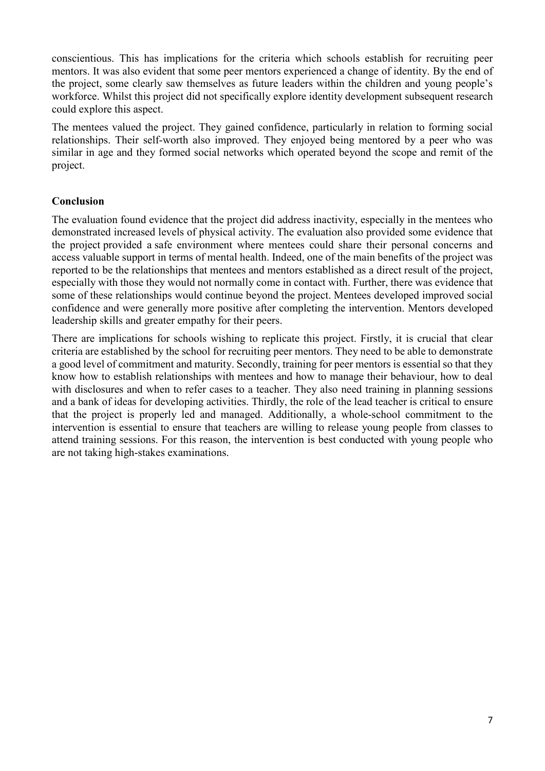conscientious. This has implications for the criteria which schools establish for recruiting peer mentors. It was also evident that some peer mentors experienced a change of identity. By the end of the project, some clearly saw themselves as future leaders within the children and young people's workforce. Whilst this project did not specifically explore identity development subsequent research could explore this aspect.

The mentees valued the project. They gained confidence, particularly in relation to forming social relationships. Their self-worth also improved. They enjoyed being mentored by a peer who was similar in age and they formed social networks which operated beyond the scope and remit of the project.

## Conclusion

The evaluation found evidence that the project did address inactivity, especially in the mentees who demonstrated increased levels of physical activity. The evaluation also provided some evidence that the project provided a safe environment where mentees could share their personal concerns and access valuable support in terms of mental health. Indeed, one of the main benefits of the project was reported to be the relationships that mentees and mentors established as a direct result of the project, especially with those they would not normally come in contact with. Further, there was evidence that some of these relationships would continue beyond the project. Mentees developed improved social confidence and were generally more positive after completing the intervention. Mentors developed leadership skills and greater empathy for their peers.

There are implications for schools wishing to replicate this project. Firstly, it is crucial that clear criteria are established by the school for recruiting peer mentors. They need to be able to demonstrate a good level of commitment and maturity. Secondly, training for peer mentors is essential so that they know how to establish relationships with mentees and how to manage their behaviour, how to deal with disclosures and when to refer cases to a teacher. They also need training in planning sessions and a bank of ideas for developing activities. Thirdly, the role of the lead teacher is critical to ensure that the project is properly led and managed. Additionally, a whole-school commitment to the intervention is essential to ensure that teachers are willing to release young people from classes to attend training sessions. For this reason, the intervention is best conducted with young people who are not taking high-stakes examinations.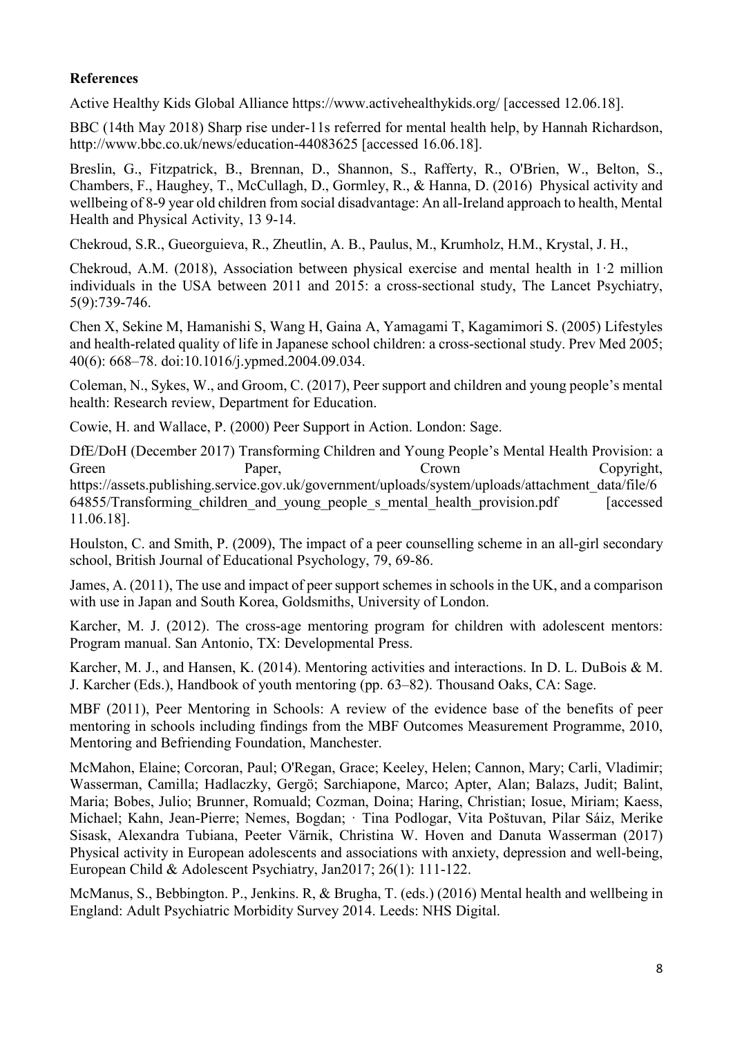**References**

Active Healthy Kids Global Alliance https://www.activehealthykids.org/ [accessed 12.06.18].

BBC (14th May 2018) Sharp rise under-11s referred for mental health help, by Hannah Richardson, http://www.bbc.co.uk/news/education-44083625 [accessed 16.06.18].

Breslin, G., Fitzpatrick, B., Brennan, D., Shannon, S., Rafferty, R., O'Brien, W., Belton, S., Chambers, F., Haughey, T., McCullagh, D., Gormley, R., & Hanna, D. (2016) Physical activity and wellbeing of 8-9 year old children from social disadvantage: An all-Ireland approach to health, Mental Health and Physical Activity, 13 9-14.

Chekroud, S.R., Gueorguieva, R., Zheutlin, A. B., Paulus, M., Krumholz, H.M., Krystal, J. H.,

Chekroud, A.M. (2018), Association between physical exercise and mental health in 1·2 million individuals in the USA between 2011 and 2015: a cross-sectional study, The Lancet Psychiatry, 5(9):739-746.

Chen X, Sekine M, Hamanishi S, Wang H, Gaina A, Yamagami T, Kagamimori S. (2005) Lifestyles and health-related quality of life in Japanese school children: a cross-sectional study. Prev Med 2005; 40(6): 668–78. doi:10.1016/j.ypmed.2004.09.034.

Coleman, N., Sykes, W., and Groom, C. (2017), Peer support and children and young people's mental health: Research review, Department for Education.

Cowie, H. and Wallace, P. (2000) Peer Support in Action. London: Sage.

DfE/DoH (December 2017) Transforming Children and Young People's Mental Health Provision: a Green Paper, Crown Copyright, https://assets.publishing.service.gov.uk/government/uploads/system/uploads/attachment_data/file/664855/Transforming_children_and_young_people_s_mental_health_provision.pdf [accessed 11.06.18].

Houlston, C. and Smith, P. (2009), The impact of a peer counselling scheme in an all-girl secondary school, British Journal of Educational Psychology, 79, 69-86.

James, A. (2011), The use and impact of peer support schemes in schools in the UK, and a comparison with use in Japan and South Korea, Goldsmiths, University of London.

Karcher, M. J. (2012). The cross-age mentoring program for children with adolescent mentors: Program manual. San Antonio, TX: Developmental Press.

Karcher, M. J., and Hansen, K. (2014). Mentoring activities and interactions. In D. L. DuBois & M. J. Karcher (Eds.), Handbook of youth mentoring (pp. 63–82). Thousand Oaks, CA: Sage.

MBF (2011), Peer Mentoring in Schools: A review of the evidence base of the benefits of peer mentoring in schools including findings from the MBF Outcomes Measurement Programme, 2010, Mentoring and Befriending Foundation, Manchester.

McMahon, Elaine; Corcoran, Paul; O'Regan, Grace; Keeley, Helen; Cannon, Mary; Carli, Vladimir; Wasserman, Camilla; Hadlaczky, Gergö; Sarchiapone, Marco; Apter, Alan; Balazs, Judit; Balint, Maria; Bobes, Julio; Brunner, Romuald; Cozman, Doina; Haring, Christian; Iosue, Miriam; Kaess, Michael; Kahn, Jean-Pierre; Nemes, Bogdan; · Tina Podlogar, Vita Poštuvan, Pilar Sáiz, Merike Sisask, Alexandra Tubiana, Peeter Värnik, Christina W. Hoven and Danuta Wasserman (2017) Physical activity in European adolescents and associations with anxiety, depression and well-being, European Child & Adolescent Psychiatry, Jan2017; 26(1): 111-122.

McManus, S., Bebbington. P., Jenkins. R, & Brugha, T. (eds.) (2016) Mental health and wellbeing in England: Adult Psychiatric Morbidity Survey 2014. Leeds: NHS Digital.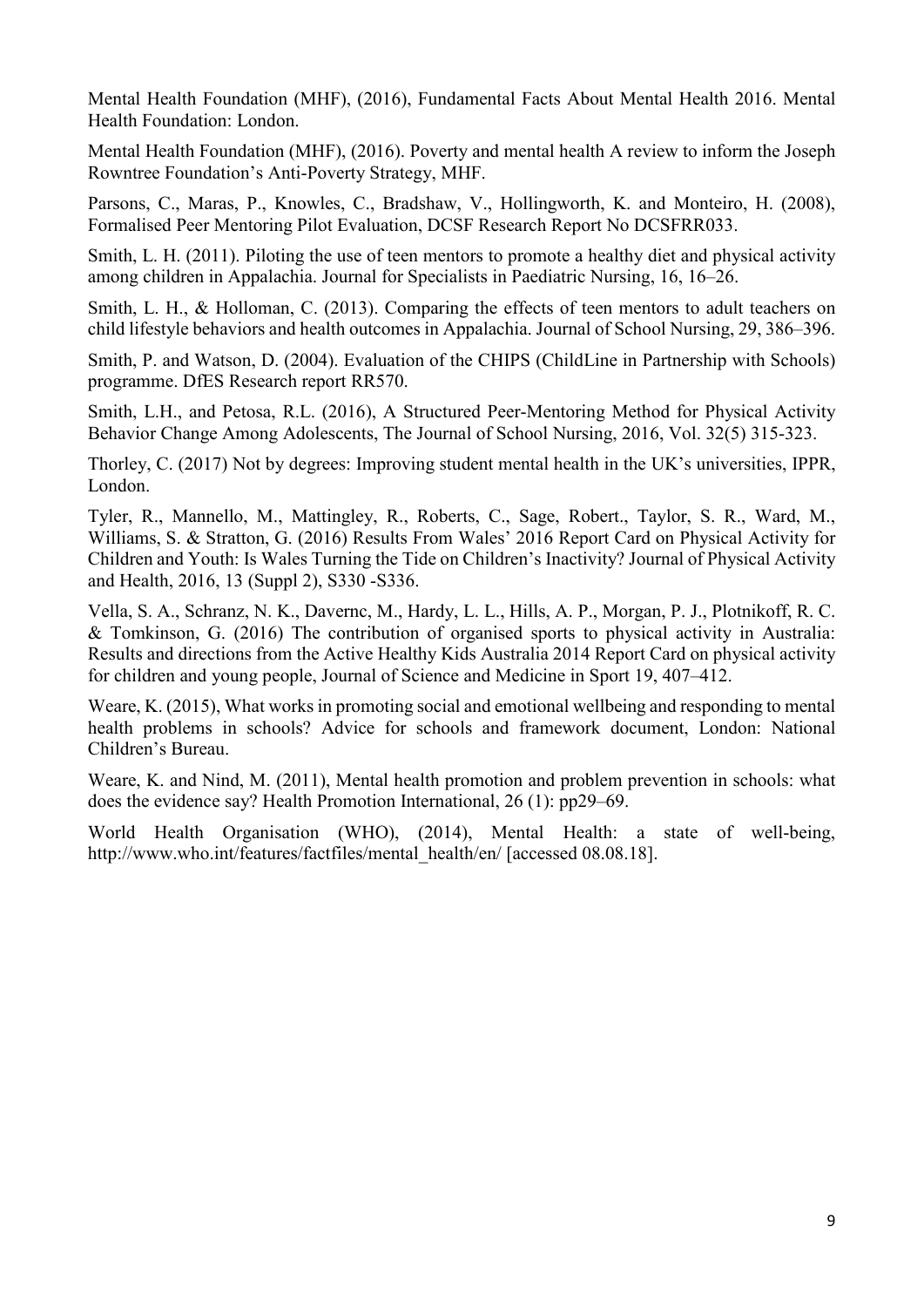Mental Health Foundation (MHF), (2016), Fundamental Facts About Mental Health 2016. Mental Health Foundation: London.

Mental Health Foundation (MHF), (2016). Poverty and mental health A review to inform the Joseph Rowntree Foundation's Anti-Poverty Strategy, MHF.

Parsons, C., Maras, P., Knowles, C., Bradshaw, V., Hollingworth, K. and Monteiro, H. (2008), Formalised Peer Mentoring Pilot Evaluation, DCSF Research Report No DCSFRR033.

Smith, L. H. (2011). Piloting the use of teen mentors to promote a healthy diet and physical activity among children in Appalachia. Journal for Specialists in Paediatric Nursing, 16, 16–26.

Smith, L. H., & Holloman, C. (2013). Comparing the effects of teen mentors to adult teachers on child lifestyle behaviors and health outcomes in Appalachia. Journal of School Nursing, 29, 386–396.

Smith, P. and Watson, D. (2004). Evaluation of the CHIPS (ChildLine in Partnership with Schools) programme. DfES Research report RR570.

Smith, L.H., and Petosa, R.L. (2016), A Structured Peer-Mentoring Method for Physical Activity Behavior Change Among Adolescents, The Journal of School Nursing, 2016, Vol. 32(5) 315-323.

Thorley, C. (2017) Not by degrees: Improving student mental health in the UK's universities, IPPR, London.

Tyler, R., Mannello, M., Mattingley, R., Roberts, C., Sage, Robert., Taylor, S. R., Ward, M., Williams, S. & Stratton, G. (2016) Results From Wales' 2016 Report Card on Physical Activity for Children and Youth: Is Wales Turning the Tide on Children's Inactivity? Journal of Physical Activity and Health, 2016, 13 (Suppl 2), S330 -S336.

Vella, S. A., Schranz, N. K., Davernc, M., Hardy, L. L., Hills, A. P., Morgan, P. J., Plotnikoff, R. C. & Tomkinson, G. (2016) The contribution of organised sports to physical activity in Australia: Results and directions from the Active Healthy Kids Australia 2014 Report Card on physical activity for children and young people, Journal of Science and Medicine in Sport 19, 407–412.

Weare, K. (2015), What works in promoting social and emotional wellbeing and responding to mental health problems in schools? Advice for schools and framework document, London: National Children's Bureau.

Weare, K. and Nind, M. (2011), Mental health promotion and problem prevention in schools: what does the evidence say? Health Promotion International, 26 (1): pp29–69.

World Health Organisation (WHO), (2014), Mental Health: a state of well-being, http://www.who.int/features/factfiles/mental_health/en/ [accessed 08.08.18].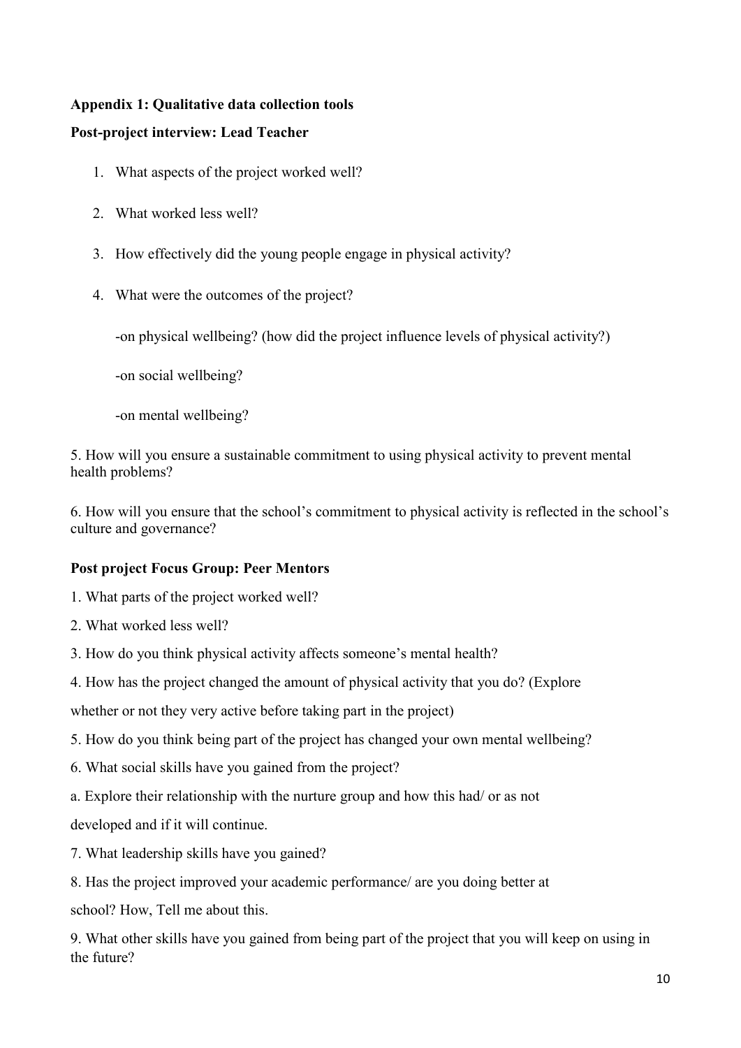**Appendix 1: Qualitative data collection tools**

**Post-project interview: Lead Teacher**

1. What aspects of the project worked well?
2. What worked less well?
3. How effectively did the young people engage in physical activity?
4. What were the outcomes of the project?

   -on physical wellbeing? (how did the project influence levels of physical activity?)

   -on social wellbeing?

   -on mental wellbeing?

5. How will you ensure a sustainable commitment to using physical activity to prevent mental health problems?

6. How will you ensure that the school's commitment to physical activity is reflected in the school's culture and governance?

**Post project Focus Group: Peer Mentors**

1. What parts of the project worked well?

2. What worked less well?

3. How do you think physical activity affects someone's mental health?

4. How has the project changed the amount of physical activity that you do? (Explore whether or not they very active before taking part in the project)

5. How do you think being part of the project has changed your own mental wellbeing?

6. What social skills have you gained from the project?

a. Explore their relationship with the nurture group and how this had/ or as not developed and if it will continue.

7. What leadership skills have you gained?

8. Has the project improved your academic performance/ are you doing better at school? How, Tell me about this.

9. What other skills have you gained from being part of the project that you will keep on using in the future?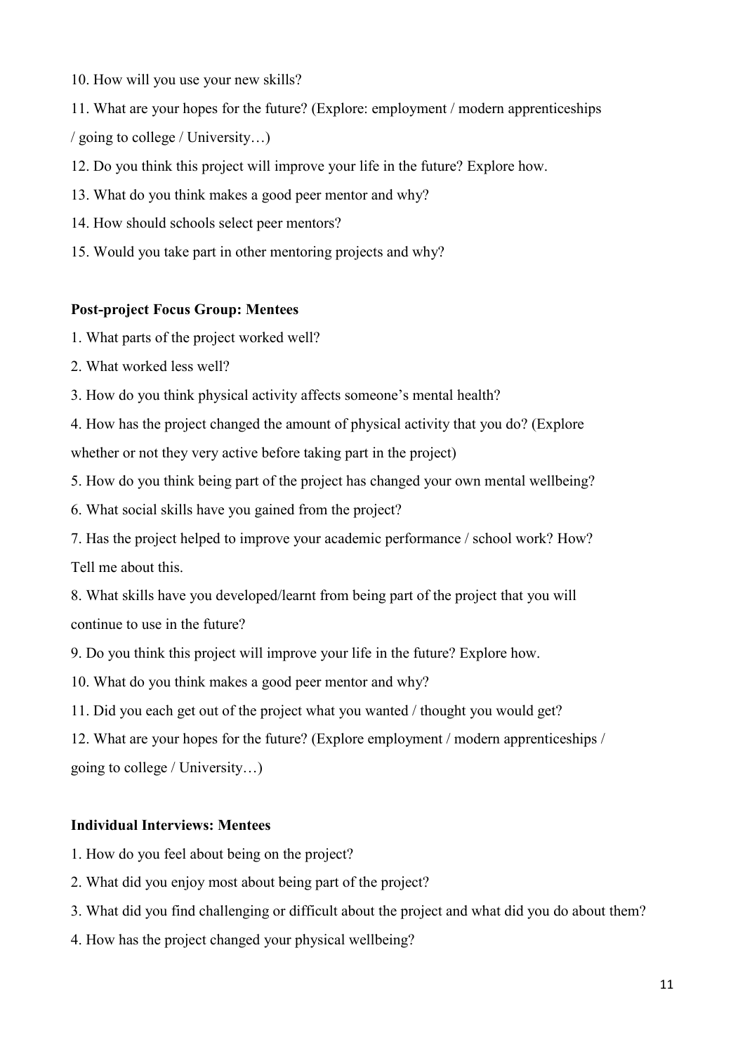10. How will you use your new skills?

11. What are your hopes for the future? (Explore: employment / modern apprenticeships / going to college / University…)

12. Do you think this project will improve your life in the future? Explore how.

13. What do you think makes a good peer mentor and why?

14. How should schools select peer mentors?

15. Would you take part in other mentoring projects and why?

**Post-project Focus Group: Mentees**

1. What parts of the project worked well?
2. What worked less well?
3. How do you think physical activity affects someone's mental health?
4. How has the project changed the amount of physical activity that you do? (Explore whether or not they very active before taking part in the project)
5. How do you think being part of the project has changed your own mental wellbeing?
6. What social skills have you gained from the project?
7. Has the project helped to improve your academic performance / school work? How? Tell me about this.
8. What skills have you developed/learnt from being part of the project that you will continue to use in the future?
9. Do you think this project will improve your life in the future? Explore how.
10. What do you think makes a good peer mentor and why?
11. Did you each get out of the project what you wanted / thought you would get?
12. What are your hopes for the future? (Explore employment / modern apprenticeships / going to college / University…)

**Individual Interviews: Mentees**

1. How do you feel about being on the project?
2. What did you enjoy most about being part of the project?
3. What did you find challenging or difficult about the project and what did you do about them?
4. How has the project changed your physical wellbeing?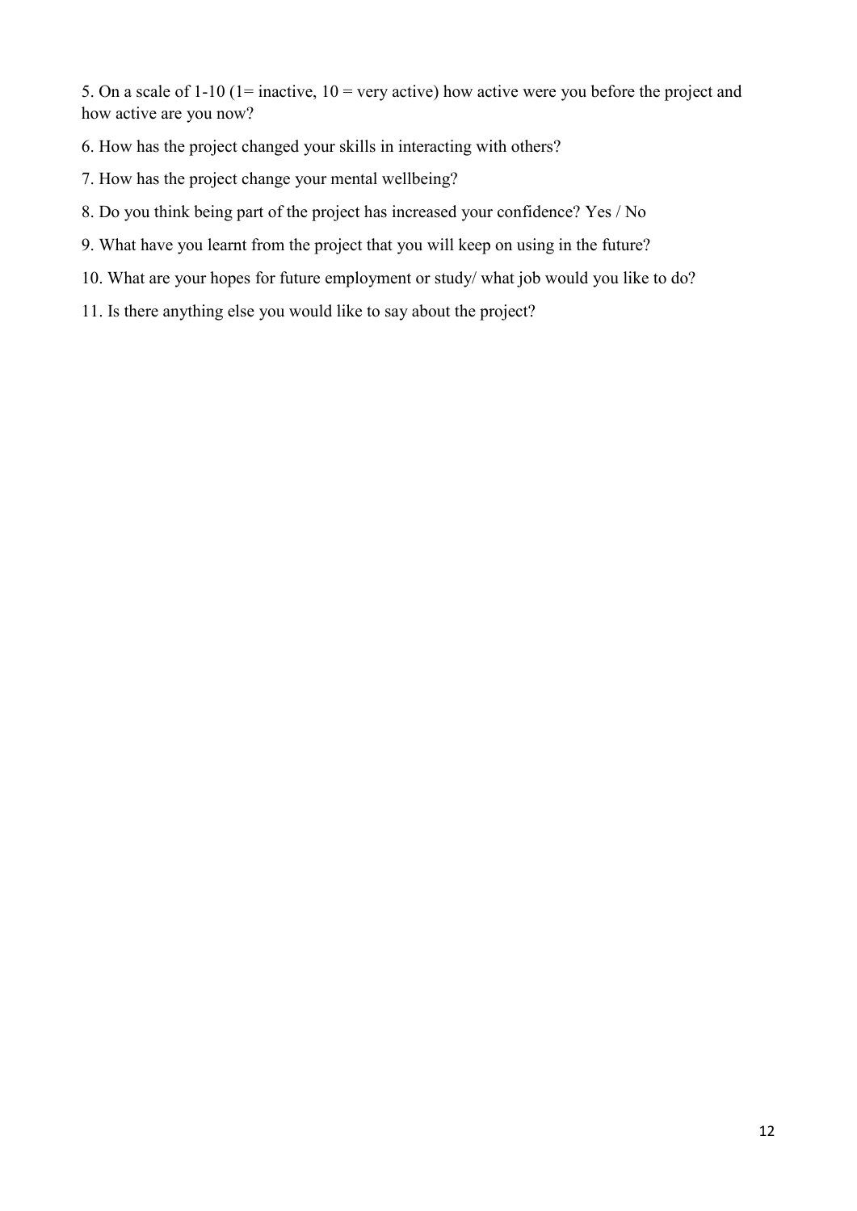5. On a scale of 1-10 (1= inactive, 10 = very active) how active were you before the project and how active are you now?

6. How has the project changed your skills in interacting with others?

7. How has the project change your mental wellbeing?

8. Do you think being part of the project has increased your confidence? Yes / No

9. What have you learnt from the project that you will keep on using in the future?

10. What are your hopes for future employment or study/ what job would you like to do?

11. Is there anything else you would like to say about the project?